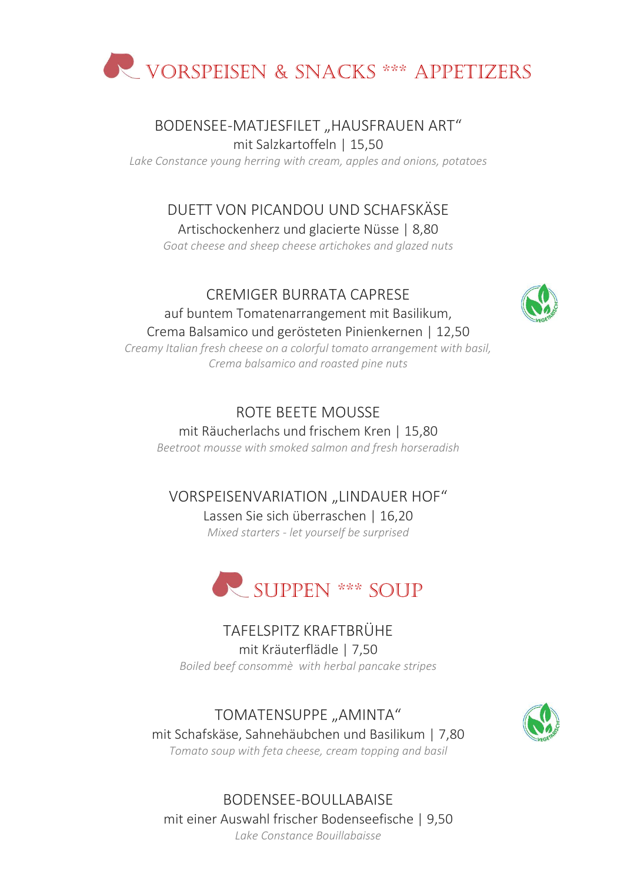# VORSPEISEN & SNACKS *** APPETIZERS

### BODENSEE-MATJESFILET „HAUSFRAUEN ART“

mit Salzkartoffeln | 15,50

*Lake Constance young herring with cream, apples and onions, potatoes*

### DUETT VON PICANDOU UND SCHAFSKÄSE

Artischockenherz und glacierte Nüsse | 8,80

*Goat cheese and sheep cheese artichokes and glazed nuts*

### CREMIGER BURRATA CAPRESE

auf buntem Tomatenarrangement mit Basilikum,
Crema Balsamico und gerösteten Pinienkernen | 12,50

*Creamy Italian fresh cheese on a colorful tomato arrangement with basil,
Crema balsamico and roasted pine nuts*

### ROTE BEETE MOUSSE

mit Räucherlachs und frischem Kren | 15,80

*Beetroot mousse with smoked salmon and fresh horseradish*

### VORSPEISENVARIATION „LINDAUER HOF“

Lassen Sie sich überraschen | 16,20

*Mixed starters - let yourself be surprised*

# SUPPEN *** SOUP

### TAFELSPITZ KRAFTBRÜHE

mit Kräuterflädle | 7,50

*Boiled beef consommè  with herbal pancake stripes*

### TOMATENSUPPE „AMINTA“

mit Schafskäse, Sahnehäubchen und Basilikum | 7,80

*Tomato soup with feta cheese, cream topping and basil*

### BODENSEE-BOULLABAISE

mit einer Auswahl frischer Bodenseefische | 9,50

*Lake Constance Bouillabaisse*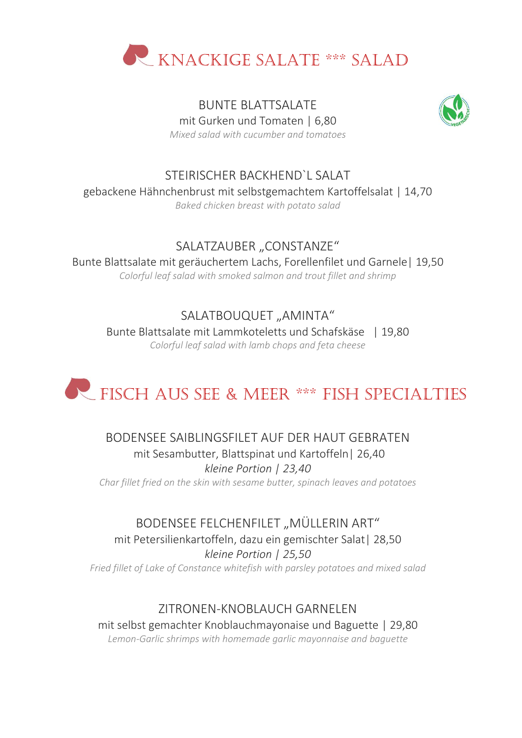# KNACKIGE SALATE *** SALAD

### BUNTE BLATTSALATE

mit Gurken und Tomaten | 6,80

*Mixed salad with cucumber and tomatoes*

### STEIRISCHER BACKHEND`L SALAT

gebackene Hähnchenbrust mit selbstgemachtem Kartoffelsalat | 14,70

*Baked chicken breast with potato salad*

### SALATZAUBER „CONSTANZE"

Bunte Blattsalate mit geräuchertem Lachs, Forellenfilet und Garnele| 19,50

*Colorful leaf salad with smoked salmon and trout fillet and shrimp*

### SALATBOUQUET „AMINTA"

Bunte Blattsalate mit Lammkoteletts und Schafskäse | 19,80

*Colorful leaf salad with lamb chops and feta cheese*

# FISCH AUS SEE & MEER *** FISH SPECIALTIES

### BODENSEE SAIBLINGSFILET AUF DER HAUT GEBRATEN

mit Sesambutter, Blattspinat und Kartoffeln| 26,40

*kleine Portion | 23,40*

*Char fillet fried on the skin with sesame butter, spinach leaves and potatoes*

### BODENSEE FELCHENFILET „MÜLLERIN ART"

mit Petersilienkartoffeln, dazu ein gemischter Salat| 28,50

*kleine Portion | 25,50*

*Fried fillet of Lake of Constance whitefish with parsley potatoes and mixed salad*

### ZITRONEN-KNOBLAUCH GARNELEN

mit selbst gemachter Knoblauchmayonaise und Baguette | 29,80

*Lemon-Garlic shrimps with homemade garlic mayonnaise and baguette*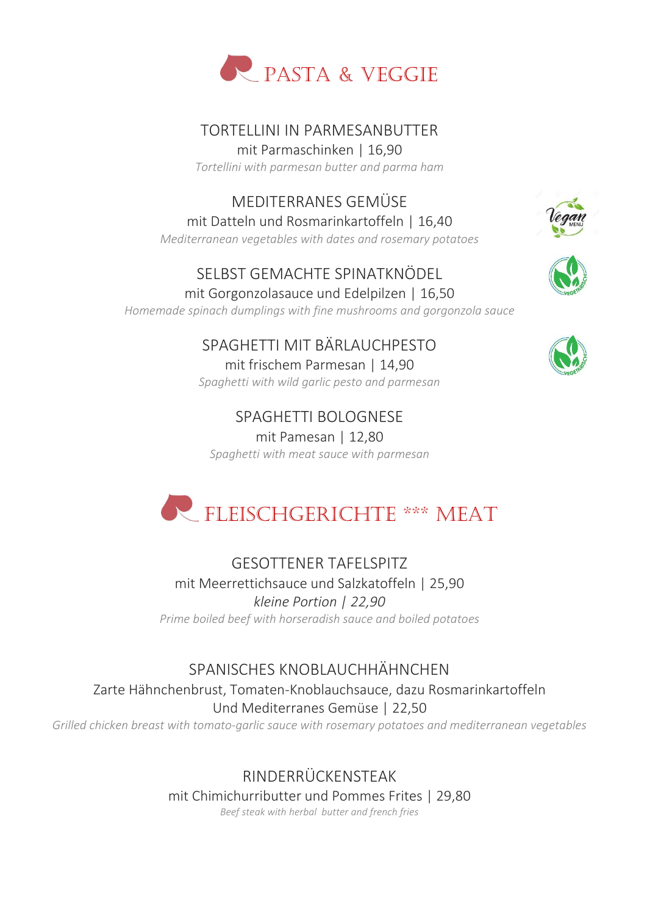# PASTA & VEGGIE

### TORTELLINI IN PARMESANBUTTER

mit Parmaschinken | 16,90

*Tortellini with parmesan butter and parma ham*

### MEDITERRANES GEMÜSE

mit Datteln und Rosmarinkartoffeln | 16,40

*Mediterranean vegetables with dates and rosemary potatoes*

### SELBST GEMACHTE SPINATKNÖDEL

mit Gorgonzolasauce und Edelpilzen | 16,50

*Homemade spinach dumplings with fine mushrooms and gorgonzola sauce*

### SPAGHETTI MIT BÄRLAUCHPESTO

mit frischem Parmesan | 14,90

*Spaghetti with wild garlic pesto and parmesan*

### SPAGHETTI BOLOGNESE

mit Pamesan | 12,80

*Spaghetti with meat sauce with parmesan*

# FLEISCHGERICHTE *** MEAT

### GESOTTENER TAFELSPITZ

mit Meerrettichsauce und Salzkatoffeln | 25,90

*kleine Portion | 22,90*

*Prime boiled beef with horseradish sauce and boiled potatoes*

### SPANISCHES KNOBLAUCHHÄHNCHEN

Zarte Hähnchenbrust, Tomaten-Knoblauchsauce, dazu Rosmarinkartoffeln
Und Mediterranes Gemüse | 22,50

*Grilled chicken breast with tomato-garlic sauce with rosemary potatoes and mediterranean vegetables*

### RINDERRÜCKENSTEAK

mit Chimichurributter und Pommes Frites | 29,80

*Beef steak with herbal butter and french fries*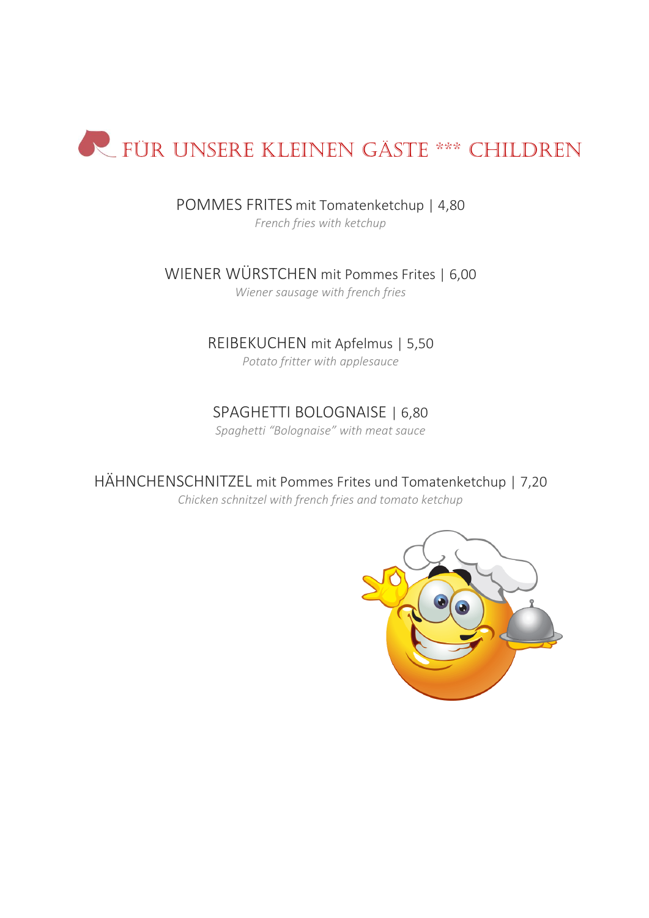# FÜR UNSERE KLEINEN GÄSTE *** CHILDREN

POMMES FRITES mit Tomatenketchup | 4,80
*French fries with ketchup*

WIENER WÜRSTCHEN mit Pommes Frites | 6,00
*Wiener sausage with french fries*

REIBEKUCHEN mit Apfelmus | 5,50
*Potato fritter with applesauce*

SPAGHETTI BOLOGNAISE | 6,80
*Spaghetti "Bolognaise" with meat sauce*

HÄHNCHENSCHNITZEL mit Pommes Frites und Tomatenketchup | 7,20
*Chicken schnitzel with french fries and tomato ketchup*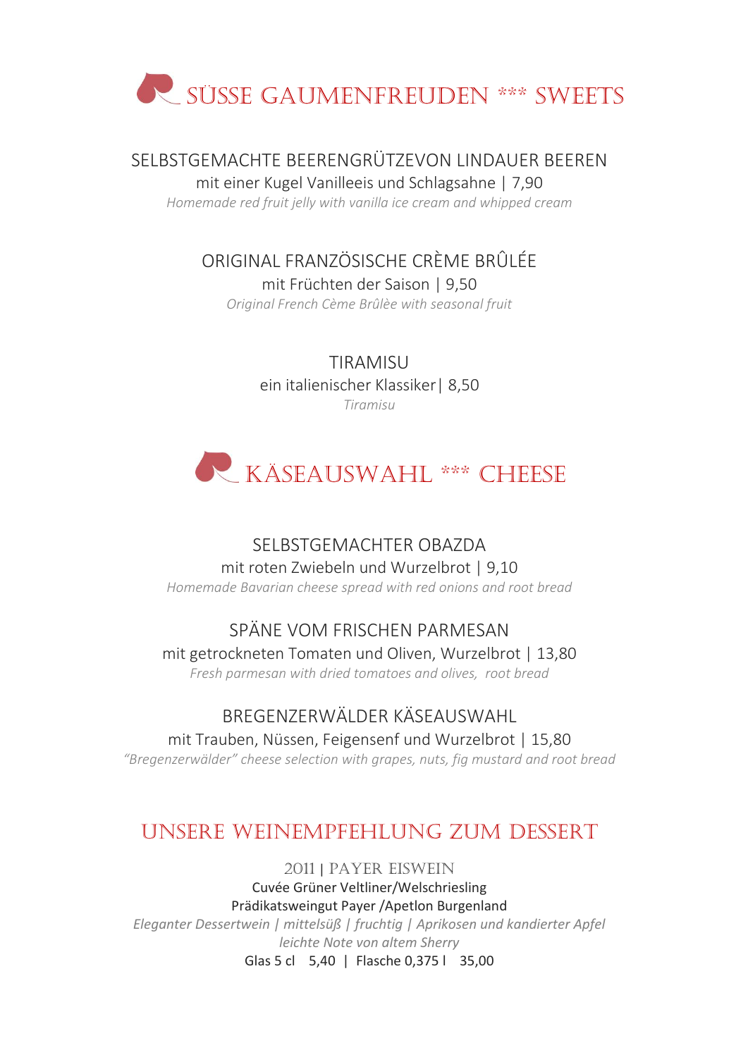## SÜSSE GAUMENFREUDEN *** SWEETS

### SELBSTGEMACHTE BEERENGRÜTZEVON LINDAUER BEEREN

mit einer Kugel Vanilleeis und Schlagsahne | 7,90

*Homemade red fruit jelly with vanilla ice cream and whipped cream*

### ORIGINAL FRANZÖSISCHE CRÈME BRÛLÉE

mit Früchten der Saison | 9,50

*Original French Cème Brûlèe with seasonal fruit*

### TIRAMISU

ein italienischer Klassiker| 8,50

*Tiramisu*

## KÄSEAUSWAHL *** CHEESE

### SELBSTGEMACHTER OBAZDA

mit roten Zwiebeln und Wurzelbrot | 9,10

*Homemade Bavarian cheese spread with red onions and root bread*

### SPÄNE VOM FRISCHEN PARMESAN

mit getrockneten Tomaten und Oliven, Wurzelbrot | 13,80

*Fresh parmesan with dried tomatoes and olives, root bread*

### BREGENZERWÄLDER KÄSEAUSWAHL

mit Trauben, Nüssen, Feigensenf und Wurzelbrot | 15,80

*“Bregenzerwälder” cheese selection with grapes, nuts, fig mustard and root bread*

## UNSERE WEINEMPFEHLUNG ZUM DESSERT

### 2011 | PAYER EISWEIN

Cuvée Grüner Veltliner/Welschriesling

Prädikatsweingut Payer /Apetlon Burgenland

*Eleganter Dessertwein | mittelsüß | fruchtig | Aprikosen und kandierter Apfel*

*leichte Note von altem Sherry*

Glas 5 cl 5,40 | Flasche 0,375 l 35,00